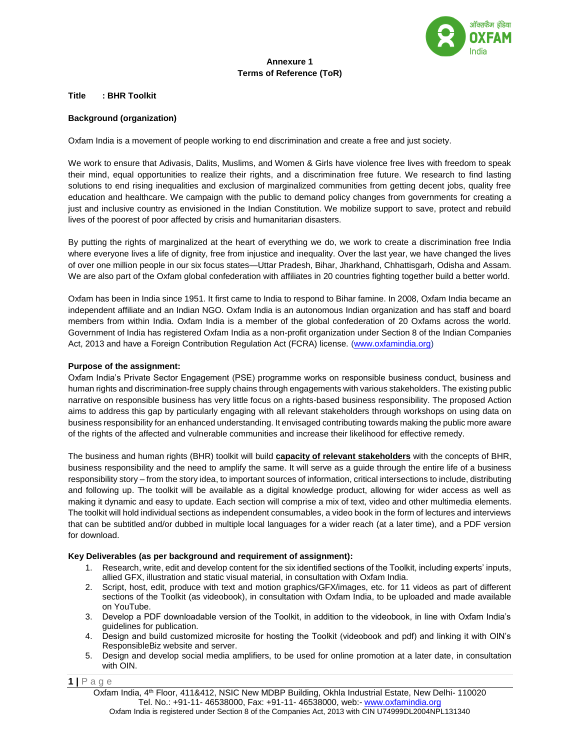**Annexure 1**
**Terms of Reference (ToR)**

**Title : BHR Toolkit**

**Background (organization)**

Oxfam India is a movement of people working to end discrimination and create a free and just society.

We work to ensure that Adivasis, Dalits, Muslims, and Women & Girls have violence free lives with freedom to speak their mind, equal opportunities to realize their rights, and a discrimination free future. We research to find lasting solutions to end rising inequalities and exclusion of marginalized communities from getting decent jobs, quality free education and healthcare. We campaign with the public to demand policy changes from governments for creating a just and inclusive country as envisioned in the Indian Constitution. We mobilize support to save, protect and rebuild lives of the poorest of poor affected by crisis and humanitarian disasters.

By putting the rights of marginalized at the heart of everything we do, we work to create a discrimination free India where everyone lives a life of dignity, free from injustice and inequality. Over the last year, we have changed the lives of over one million people in our six focus states—Uttar Pradesh, Bihar, Jharkhand, Chhattisgarh, Odisha and Assam. We are also part of the Oxfam global confederation with affiliates in 20 countries fighting together build a better world.

Oxfam has been in India since 1951. It first came to India to respond to Bihar famine. In 2008, Oxfam India became an independent affiliate and an Indian NGO. Oxfam India is an autonomous Indian organization and has staff and board members from within India. Oxfam India is a member of the global confederation of 20 Oxfams across the world. Government of India has registered Oxfam India as a non-profit organization under Section 8 of the Indian Companies Act, 2013 and have a Foreign Contribution Regulation Act (FCRA) license. (www.oxfamindia.org)

**Purpose of the assignment:**
Oxfam India's Private Sector Engagement (PSE) programme works on responsible business conduct, business and human rights and discrimination-free supply chains through engagements with various stakeholders. The existing public narrative on responsible business has very little focus on a rights-based business responsibility. The proposed Action aims to address this gap by particularly engaging with all relevant stakeholders through workshops on using data on business responsibility for an enhanced understanding. It envisaged contributing towards making the public more aware of the rights of the affected and vulnerable communities and increase their likelihood for effective remedy.

The business and human rights (BHR) toolkit will build **capacity of relevant stakeholders** with the concepts of BHR, business responsibility and the need to amplify the same. It will serve as a guide through the entire life of a business responsibility story – from the story idea, to important sources of information, critical intersections to include, distributing and following up. The toolkit will be available as a digital knowledge product, allowing for wider access as well as making it dynamic and easy to update. Each section will comprise a mix of text, video and other multimedia elements. The toolkit will hold individual sections as independent consumables, a video book in the form of lectures and interviews that can be subtitled and/or dubbed in multiple local languages for a wider reach (at a later time), and a PDF version for download.

**Key Deliverables (as per background and requirement of assignment):**

1. Research, write, edit and develop content for the six identified sections of the Toolkit, including experts' inputs, allied GFX, illustration and static visual material, in consultation with Oxfam India.
2. Script, host, edit, produce with text and motion graphics/GFX/images, etc. for 11 videos as part of different sections of the Toolkit (as videobook), in consultation with Oxfam India, to be uploaded and made available on YouTube.
3. Develop a PDF downloadable version of the Toolkit, in addition to the videobook, in line with Oxfam India's guidelines for publication.
4. Design and build customized microsite for hosting the Toolkit (videobook and pdf) and linking it with OIN's ResponsibleBiz website and server.
5. Design and develop social media amplifiers, to be used for online promotion at a later date, in consultation with OIN.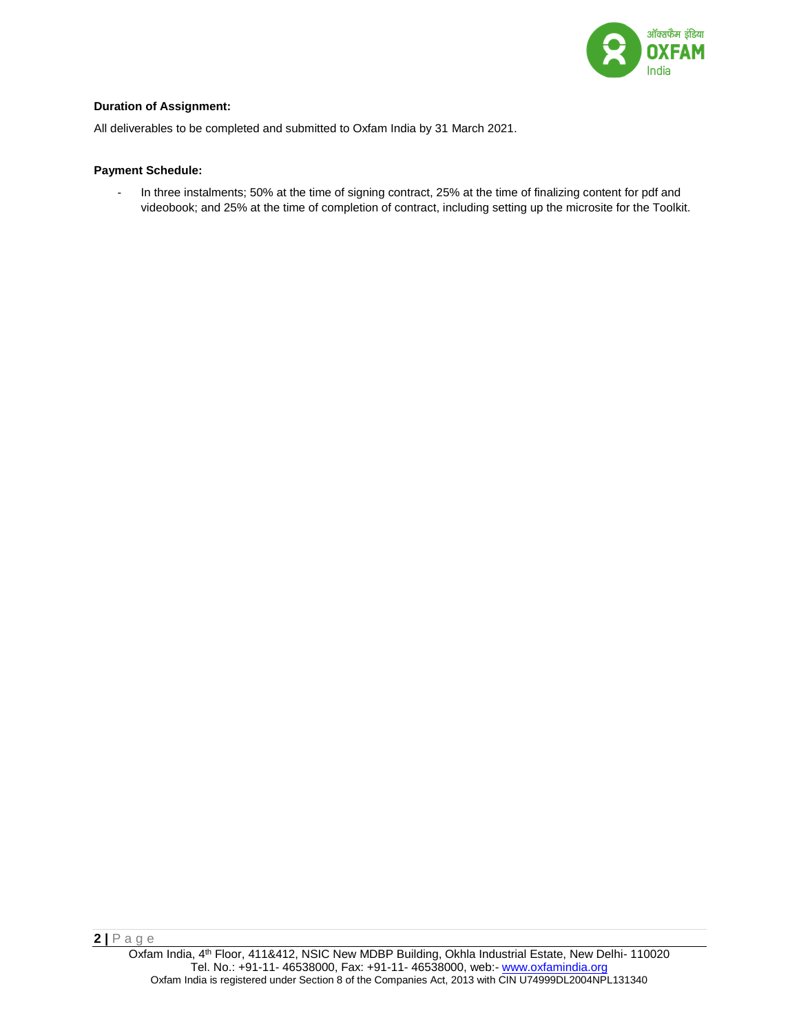**Duration of Assignment:**

All deliverables to be completed and submitted to Oxfam India by 31 March 2021.

**Payment Schedule:**

- In three instalments; 50% at the time of signing contract, 25% at the time of finalizing content for pdf and videobook; and 25% at the time of completion of contract, including setting up the microsite for the Toolkit.